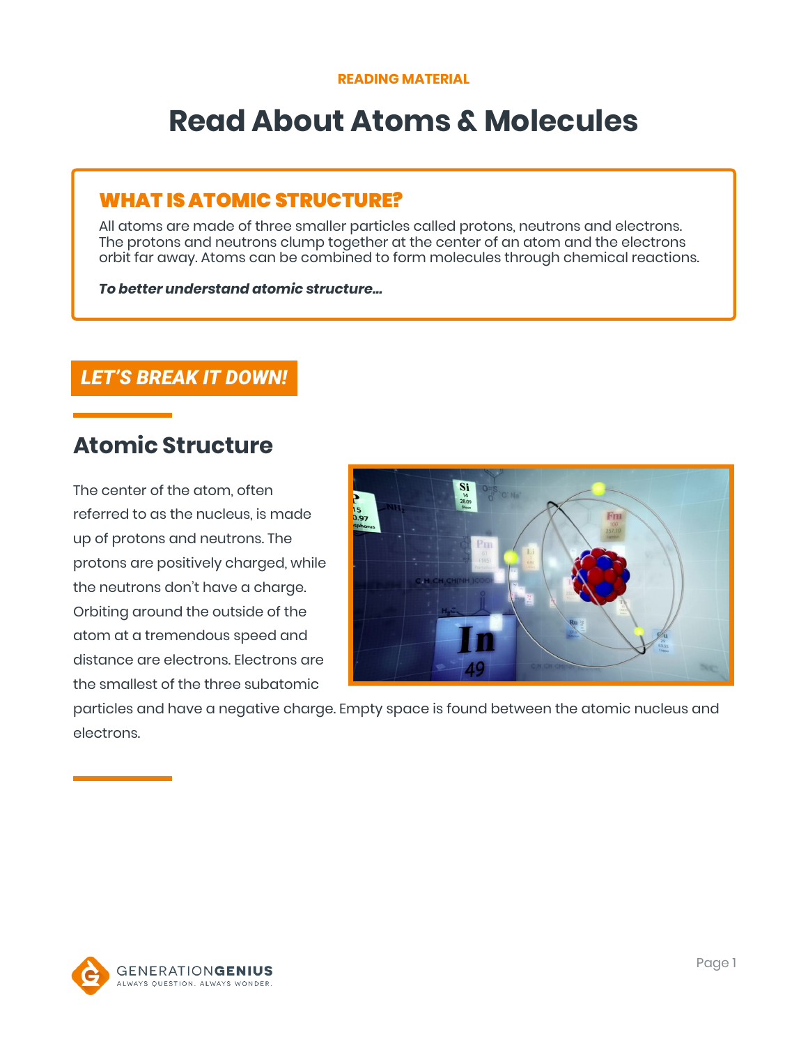READING MATERIAL

# Read About Atoms & Molecules

## WHAT IS ATOMIC STRUCTURE?

All atoms are made of three smaller particles called protons, neutrons and electrons. The protons and neutrons clump together at the center of an atom and the electrons orbit far away. Atoms can be combined to form molecules through chemical reactions.

***To better understand atomic structure...***

## LET'S BREAK IT DOWN!

### Atomic Structure

The center of the atom, often referred to as the nucleus, is made up of protons and neutrons. The protons are positively charged, while the neutrons don't have a charge. Orbiting around the outside of the atom at a tremendous speed and distance are electrons. Electrons are the smallest of the three subatomic particles and have a negative charge. Empty space is found between the atomic nucleus and electrons.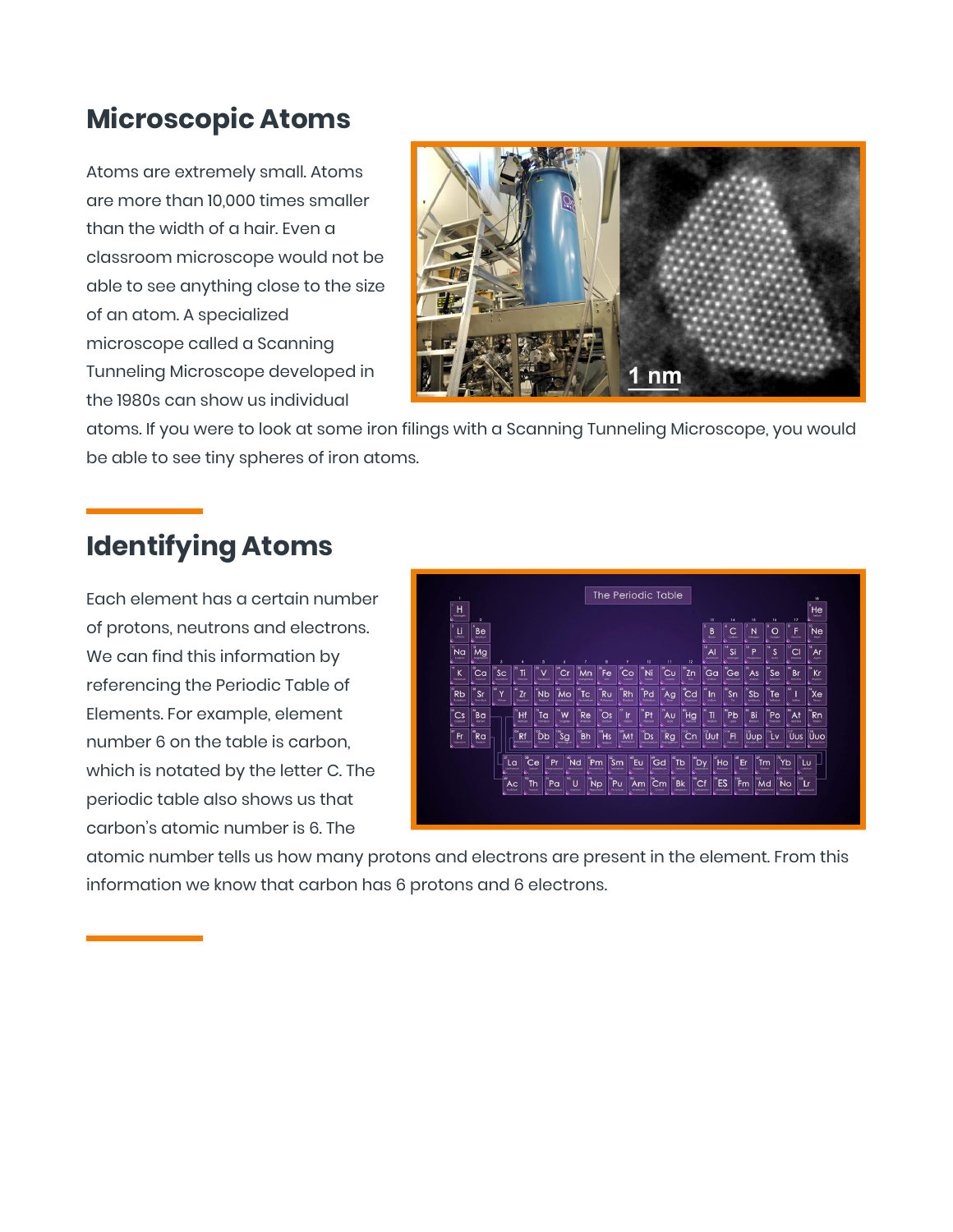## Microscopic Atoms

Atoms are extremely small. Atoms are more than 10,000 times smaller than the width of a hair. Even a classroom microscope would not be able to see anything close to the size of an atom. A specialized microscope called a Scanning Tunneling Microscope developed in the 1980s can show us individual atoms. If you were to look at some iron filings with a Scanning Tunneling Microscope, you would be able to see tiny spheres of iron atoms.

## Identifying Atoms

Each element has a certain number of protons, neutrons and electrons. We can find this information by referencing the Periodic Table of Elements. For example, element number 6 on the table is carbon, which is notated by the letter C. The periodic table also shows us that carbon's atomic number is 6. The atomic number tells us how many protons and electrons are present in the element. From this information we know that carbon has 6 protons and 6 electrons.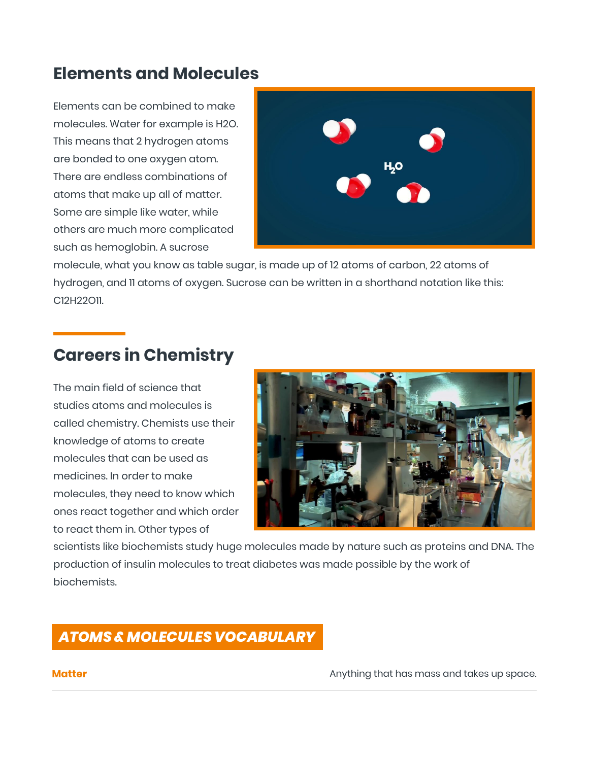## Elements and Molecules

Elements can be combined to make molecules. Water for example is $H_2O$. This means that 2 hydrogen atoms are bonded to one oxygen atom. There are endless combinations of atoms that make up all of matter. Some are simple like water, while others are much more complicated such as hemoglobin. A sucrose molecule, what you know as table sugar, is made up of 12 atoms of carbon, 22 atoms of hydrogen, and 11 atoms of oxygen. Sucrose can be written in a shorthand notation like this: $C_{12}H_{22}O_{11}$.

## Careers in Chemistry

The main field of science that studies atoms and molecules is called chemistry. Chemists use their knowledge of atoms to create molecules that can be used as medicines. In order to make molecules, they need to know which ones react together and which order to react them in. Other types of scientists like biochemists study huge molecules made by nature such as proteins and DNA. The production of insulin molecules to treat diabetes was made possible by the work of biochemists.

## *ATOMS & MOLECULES VOCABULARY*

| | |
|---|---|
| **Matter** | Anything that has mass and takes up space. |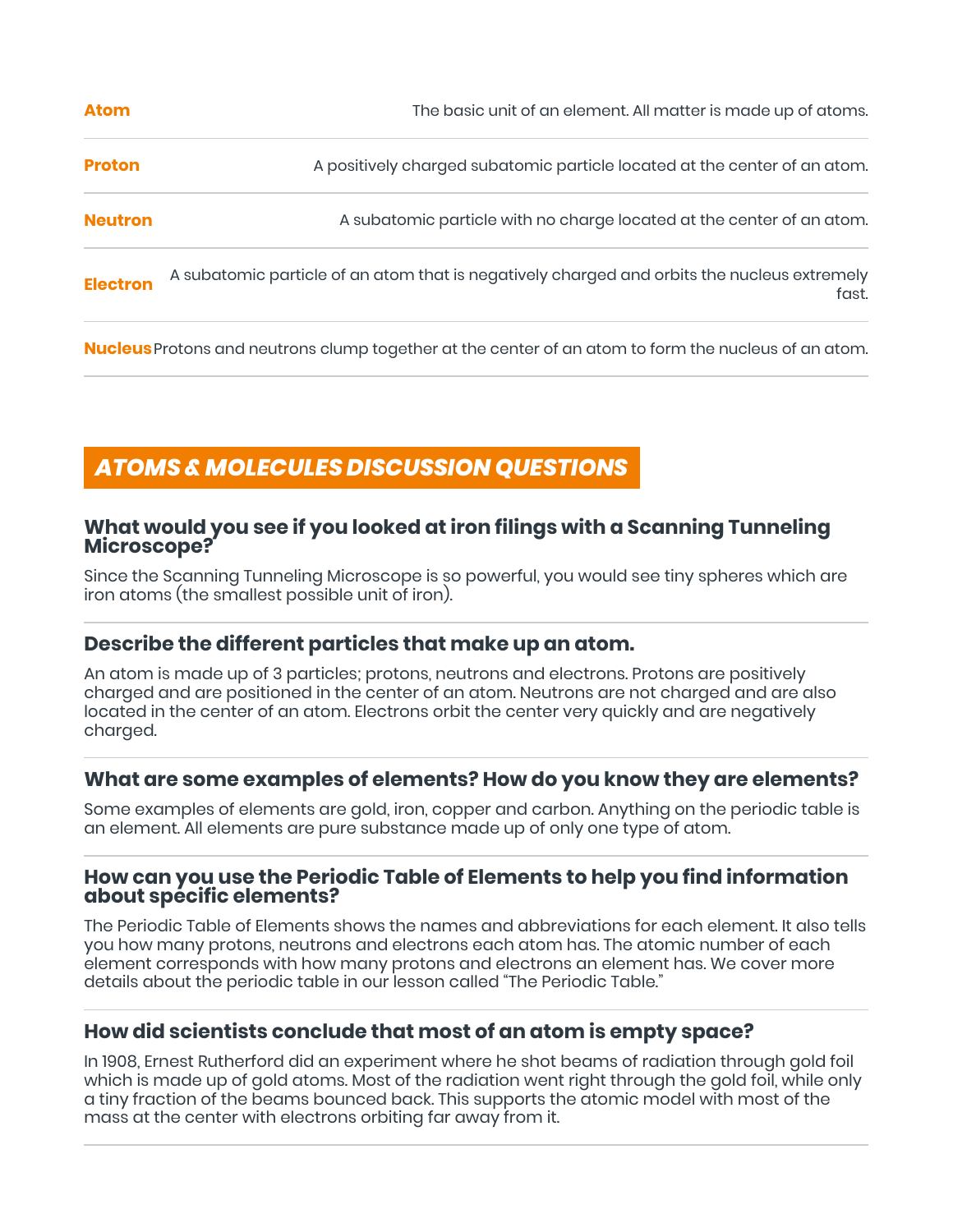| | |
|---|---|
| **Atom** | The basic unit of an element. All matter is made up of atoms. |
| **Proton** | A positively charged subatomic particle located at the center of an atom. |
| **Neutron** | A subatomic particle with no charge located at the center of an atom. |
| **Electron** | A subatomic particle of an atom that is negatively charged and orbits the nucleus extremely fast. |
| **Nucleus** | Protons and neutrons clump together at the center of an atom to form the nucleus of an atom. |

## *ATOMS & MOLECULES DISCUSSION QUESTIONS*

### What would you see if you looked at iron filings with a Scanning Tunneling Microscope?

Since the Scanning Tunneling Microscope is so powerful, you would see tiny spheres which are iron atoms (the smallest possible unit of iron).

### Describe the different particles that make up an atom.

An atom is made up of 3 particles; protons, neutrons and electrons. Protons are positively charged and are positioned in the center of an atom. Neutrons are not charged and are also located in the center of an atom. Electrons orbit the center very quickly and are negatively charged.

### What are some examples of elements? How do you know they are elements?

Some examples of elements are gold, iron, copper and carbon. Anything on the periodic table is an element. All elements are pure substance made up of only one type of atom.

### How can you use the Periodic Table of Elements to help you find information about specific elements?

The Periodic Table of Elements shows the names and abbreviations for each element. It also tells you how many protons, neutrons and electrons each atom has. The atomic number of each element corresponds with how many protons and electrons an element has. We cover more details about the periodic table in our lesson called "The Periodic Table."

### How did scientists conclude that most of an atom is empty space?

In 1908, Ernest Rutherford did an experiment where he shot beams of radiation through gold foil which is made up of gold atoms. Most of the radiation went right through the gold foil, while only a tiny fraction of the beams bounced back. This supports the atomic model with most of the mass at the center with electrons orbiting far away from it.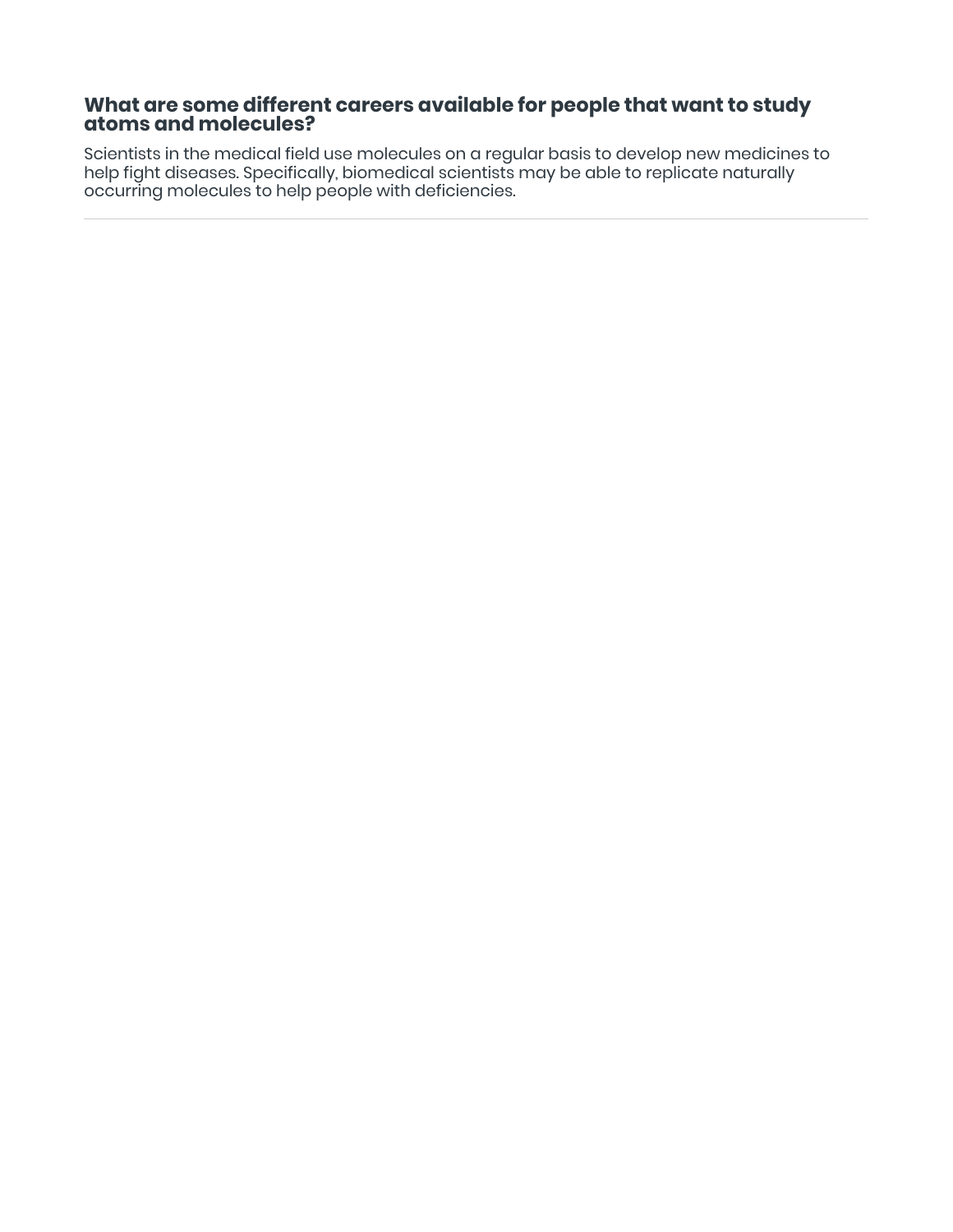### What are some different careers available for people that want to study atoms and molecules?

Scientists in the medical field use molecules on a regular basis to develop new medicines to help fight diseases. Specifically, biomedical scientists may be able to replicate naturally occurring molecules to help people with deficiencies.

---